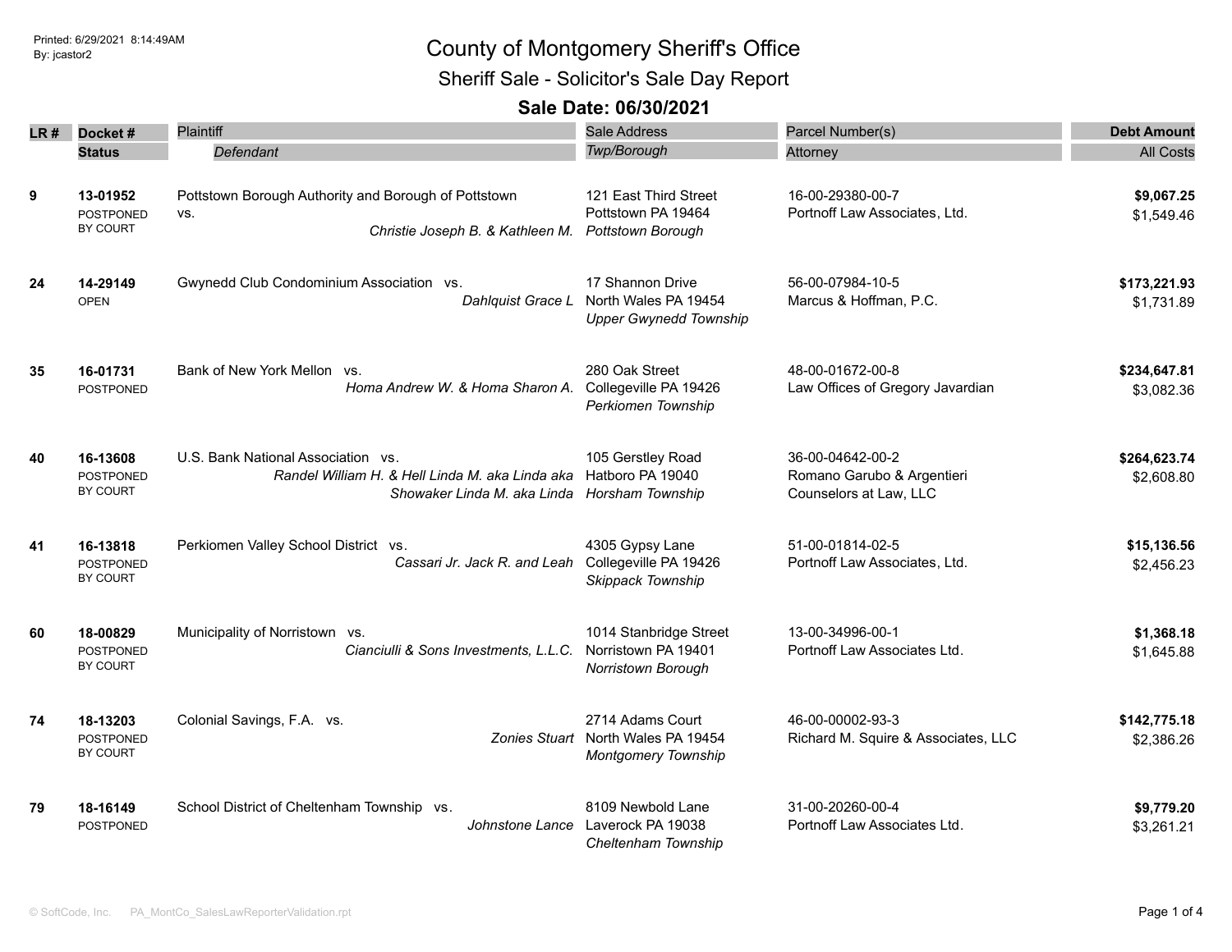Printed: 6/29/2021 8:14:49AM
By: jcastor2

# County of Montgomery Sheriff's Office

## Sheriff Sale - Solicitor's Sale Day Report

### Sale Date: 06/30/2021

| LR # | Docket # / Status | Plaintiff / *Defendant* | Sale Address / *Twp/Borough* | Parcel Number(s) / Attorney | Debt Amount / All Costs |
|---|---|---|---|---|---|
| 9 | **13-01952** POSTPONED BY COURT | Pottstown Borough Authority and Borough of Pottstown vs. *Christie Joseph B. & Kathleen M.* | 121 East Third Street Pottstown PA 19464 *Pottstown Borough* | 16-00-29380-00-7 Portnoff Law Associates, Ltd. | **$9,067.25** $1,549.46 |
| 24 | **14-29149** OPEN | Gwynedd Club Condominium Association vs. *Dahlquist Grace L* | 17 Shannon Drive North Wales PA 19454 *Upper Gwynedd Township* | 56-00-07984-10-5 Marcus & Hoffman, P.C. | **$173,221.93** $1,731.89 |
| 35 | **16-01731** POSTPONED | Bank of New York Mellon vs. *Homa Andrew W. & Homa Sharon A.* | 280 Oak Street Collegeville PA 19426 *Perkiomen Township* | 48-00-01672-00-8 Law Offices of Gregory Javardian | **$234,647.81** $3,082.36 |
| 40 | **16-13608** POSTPONED BY COURT | U.S. Bank National Association vs. *Randel William H. & Hell Linda M. aka Linda aka Showaker Linda M. aka Linda* | 105 Gerstley Road Hatboro PA 19040 *Horsham Township* | 36-00-04642-00-2 Romano Garubo & Argentieri Counselors at Law, LLC | **$264,623.74** $2,608.80 |
| 41 | **16-13818** POSTPONED BY COURT | Perkiomen Valley School District vs. *Cassari Jr. Jack R. and Leah* | 4305 Gypsy Lane Collegeville PA 19426 *Skippack Township* | 51-00-01814-02-5 Portnoff Law Associates, Ltd. | **$15,136.56** $2,456.23 |
| 60 | **18-00829** POSTPONED BY COURT | Municipality of Norristown vs. *Cianciulli & Sons Investments, L.L.C.* | 1014 Stanbridge Street Norristown PA 19401 *Norristown Borough* | 13-00-34996-00-1 Portnoff Law Associates Ltd. | **$1,368.18** $1,645.88 |
| 74 | **18-13203** POSTPONED BY COURT | Colonial Savings, F.A. vs. *Zonies Stuart* | 2714 Adams Court North Wales PA 19454 *Montgomery Township* | 46-00-00002-93-3 Richard M. Squire & Associates, LLC | **$142,775.18** $2,386.26 |
| 79 | **18-16149** POSTPONED | School District of Cheltenham Township vs. *Johnstone Lance* | 8109 Newbold Lane Laverock PA 19038 *Cheltenham Township* | 31-00-20260-00-4 Portnoff Law Associates Ltd. | **$9,779.20** $3,261.21 |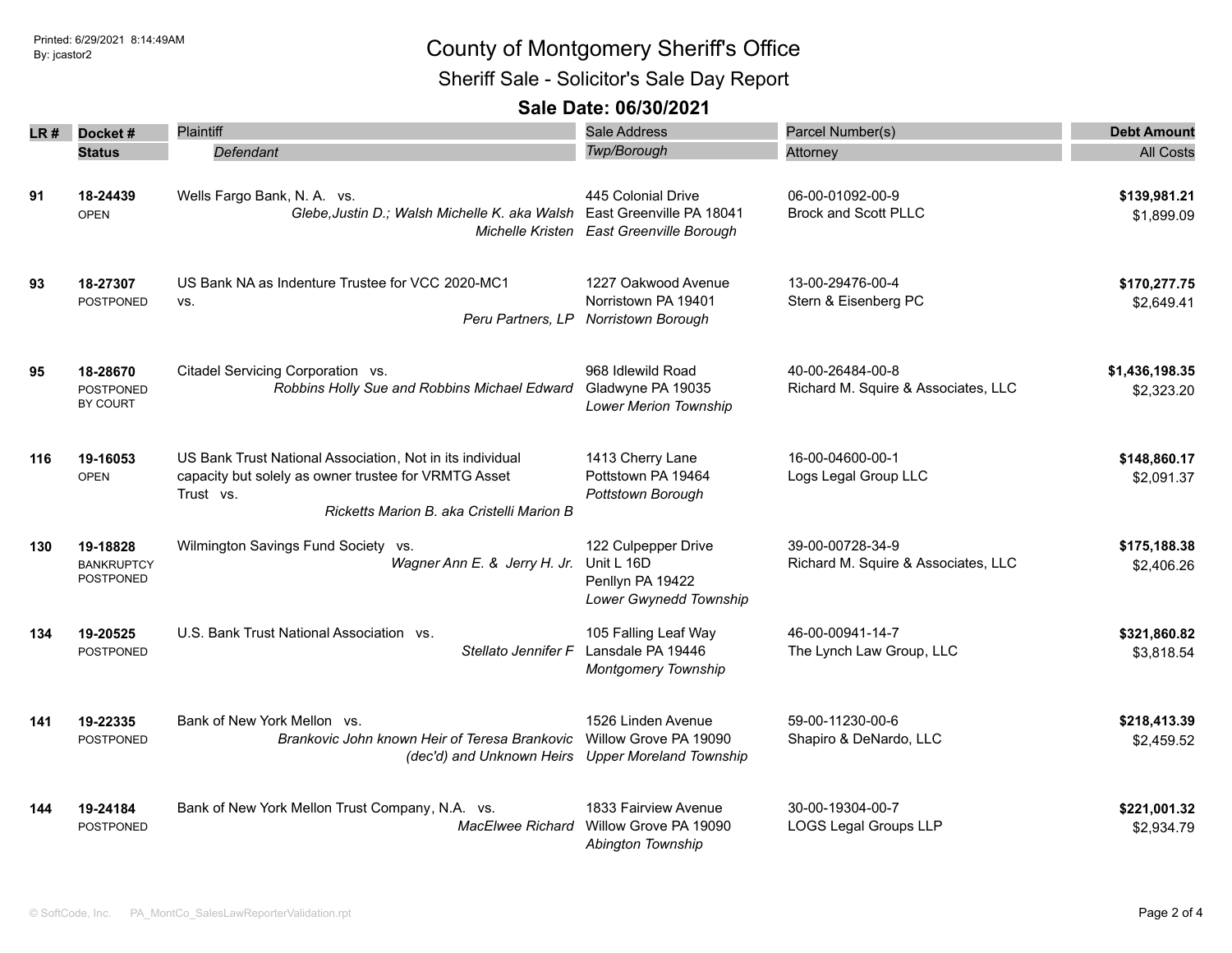# County of Montgomery Sheriff's Office

## Sheriff Sale - Solicitor's Sale Day Report

### Sale Date: 06/30/2021

Printed: 6/29/2021 8:14:49AM
By: jcastor2

| LR # | Docket # / Status | Plaintiff / Defendant | Sale Address / Twp/Borough | Parcel Number(s) / Attorney | Debt Amount / All Costs |
|---|---|---|---|---|---|
| 91 | 18-24439<br>OPEN | Wells Fargo Bank, N. A. vs.<br>*Glebe,Justin D.; Walsh Michelle K. aka Walsh Michelle Kristen* | 445 Colonial Drive<br>East Greenville PA 18041<br>*East Greenville Borough* | 06-00-01092-00-9<br>Brock and Scott PLLC | **$139,981.21**<br>$1,899.09 |
| 93 | 18-27307<br>POSTPONED | US Bank NA as Indenture Trustee for VCC 2020-MC1 vs.<br>*Peru Partners, LP* | 1227 Oakwood Avenue<br>Norristown PA 19401<br>*Norristown Borough* | 13-00-29476-00-4<br>Stern & Eisenberg PC | **$170,277.75**<br>$2,649.41 |
| 95 | 18-28670<br>POSTPONED BY COURT | Citadel Servicing Corporation vs.<br>*Robbins Holly Sue and Robbins Michael Edward* | 968 Idlewild Road<br>Gladwyne PA 19035<br>*Lower Merion Township* | 40-00-26484-00-8<br>Richard M. Squire & Associates, LLC | **$1,436,198.35**<br>$2,323.20 |
| 116 | 19-16053<br>OPEN | US Bank Trust National Association, Not in its individual capacity but solely as owner trustee for VRMTG Asset Trust vs.<br>*Ricketts Marion B. aka Cristelli Marion B* | 1413 Cherry Lane<br>Pottstown PA 19464<br>*Pottstown Borough* | 16-00-04600-00-1<br>Logs Legal Group LLC | **$148,860.17**<br>$2,091.37 |
| 130 | 19-18828<br>BANKRUPTCY POSTPONED | Wilmington Savings Fund Society vs.<br>*Wagner Ann E. & Jerry H. Jr.* | 122 Culpepper Drive<br>Unit L 16D<br>Penllyn PA 19422<br>*Lower Gwynedd Township* | 39-00-00728-34-9<br>Richard M. Squire & Associates, LLC | **$175,188.38**<br>$2,406.26 |
| 134 | 19-20525<br>POSTPONED | U.S. Bank Trust National Association vs.<br>*Stellato Jennifer F* | 105 Falling Leaf Way<br>Lansdale PA 19446<br>*Montgomery Township* | 46-00-00941-14-7<br>The Lynch Law Group, LLC | **$321,860.82**<br>$3,818.54 |
| 141 | 19-22335<br>POSTPONED | Bank of New York Mellon vs.<br>*Brankovic John known Heir of Teresa Brankovic (dec'd) and Unknown Heirs* | 1526 Linden Avenue<br>Willow Grove PA 19090<br>*Upper Moreland Township* | 59-00-11230-00-6<br>Shapiro & DeNardo, LLC | **$218,413.39**<br>$2,459.52 |
| 144 | 19-24184<br>POSTPONED | Bank of New York Mellon Trust Company, N.A. vs.<br>*MacElwee Richard* | 1833 Fairview Avenue<br>Willow Grove PA 19090<br>*Abington Township* | 30-00-19304-00-7<br>LOGS Legal Groups LLP | **$221,001.32**<br>$2,934.79 |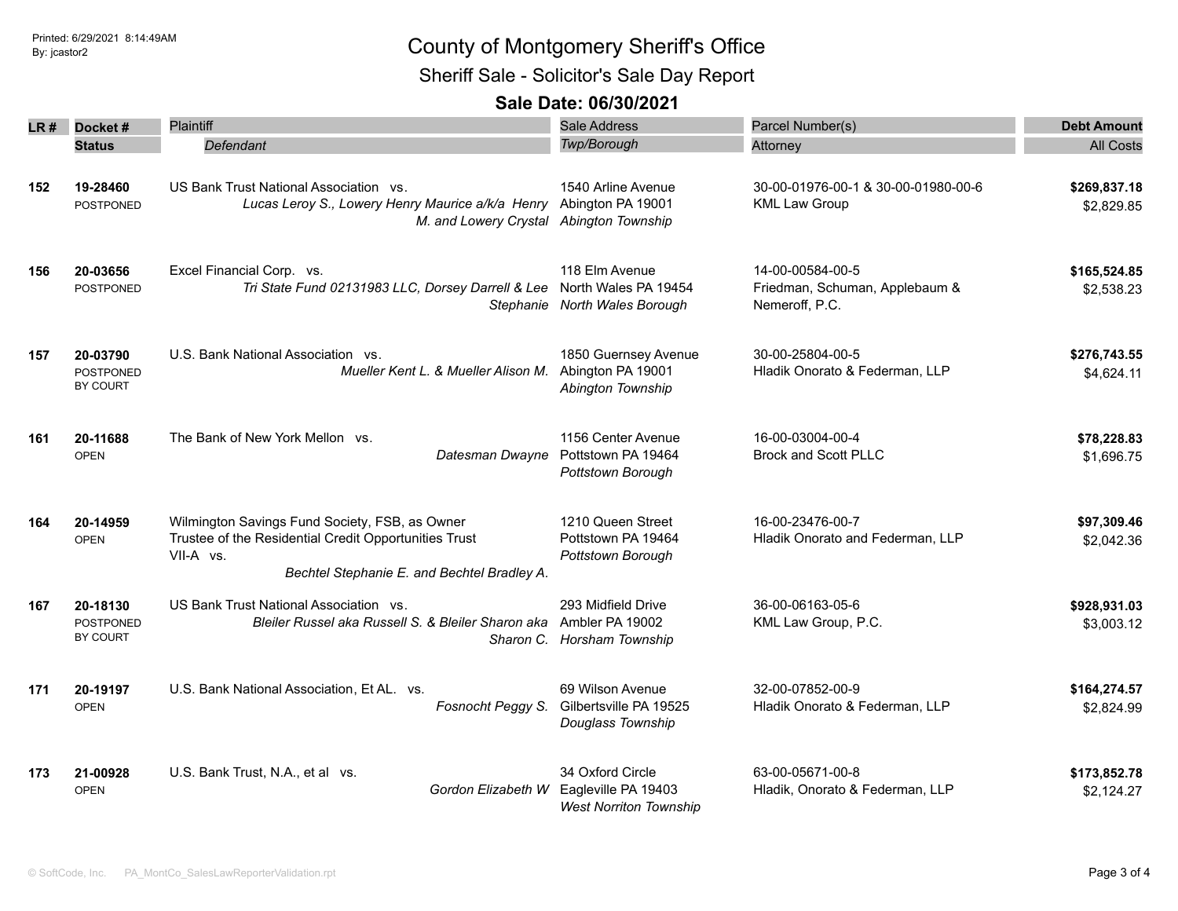# County of Montgomery Sheriff's Office

## Sheriff Sale - Solicitor's Sale Day Report

### Sale Date: 06/30/2021

Printed: 6/29/2021 8:14:49AM
By: jcastor2

| LR # | Docket # / Status | Plaintiff / *Defendant* | Sale Address / *Twp/Borough* | Parcel Number(s) / Attorney | Debt Amount / All Costs |
|---|---|---|---|---|---|
| 152 | 19-28460 POSTPONED | US Bank Trust National Association vs. *Lucas Leroy S., Lowery Henry Maurice a/k/a Henry M. and Lowery Crystal* | 1540 Arline Avenue Abington PA 19001 *Abington Township* | 30-00-01976-00-1 & 30-00-01980-00-6 KML Law Group | **$269,837.18** $2,829.85 |
| 156 | 20-03656 POSTPONED | Excel Financial Corp. vs. *Tri State Fund 02131983 LLC, Dorsey Darrell & Lee Stephanie* | 118 Elm Avenue North Wales PA 19454 *North Wales Borough* | 14-00-00584-00-5 Friedman, Schuman, Applebaum & Nemeroff, P.C. | **$165,524.85** $2,538.23 |
| 157 | 20-03790 POSTPONED BY COURT | U.S. Bank National Association vs. *Mueller Kent L. & Mueller Alison M.* | 1850 Guernsey Avenue Abington PA 19001 *Abington Township* | 30-00-25804-00-5 Hladik Onorato & Federman, LLP | **$276,743.55** $4,624.11 |
| 161 | 20-11688 OPEN | The Bank of New York Mellon vs. *Datesman Dwayne* | 1156 Center Avenue Pottstown PA 19464 *Pottstown Borough* | 16-00-03004-00-4 Brock and Scott PLLC | **$78,228.83** $1,696.75 |
| 164 | 20-14959 OPEN | Wilmington Savings Fund Society, FSB, as Owner Trustee of the Residential Credit Opportunities Trust VII-A vs. *Bechtel Stephanie E. and Bechtel Bradley A.* | 1210 Queen Street Pottstown PA 19464 *Pottstown Borough* | 16-00-23476-00-7 Hladik Onorato and Federman, LLP | **$97,309.46** $2,042.36 |
| 167 | 20-18130 POSTPONED BY COURT | US Bank Trust National Association vs. *Bleiler Russel aka Russell S. & Bleiler Sharon aka Sharon C.* | 293 Midfield Drive Ambler PA 19002 *Horsham Township* | 36-00-06163-05-6 KML Law Group, P.C. | **$928,931.03** $3,003.12 |
| 171 | 20-19197 OPEN | U.S. Bank National Association, Et AL. vs. *Fosnocht Peggy S.* | 69 Wilson Avenue Gilbertsville PA 19525 *Douglass Township* | 32-00-07852-00-9 Hladik Onorato & Federman, LLP | **$164,274.57** $2,824.99 |
| 173 | 21-00928 OPEN | U.S. Bank Trust, N.A., et al vs. *Gordon Elizabeth W* | 34 Oxford Circle Eagleville PA 19403 *West Norriton Township* | 63-00-05671-00-8 Hladik, Onorato & Federman, LLP | **$173,852.78** $2,124.27 |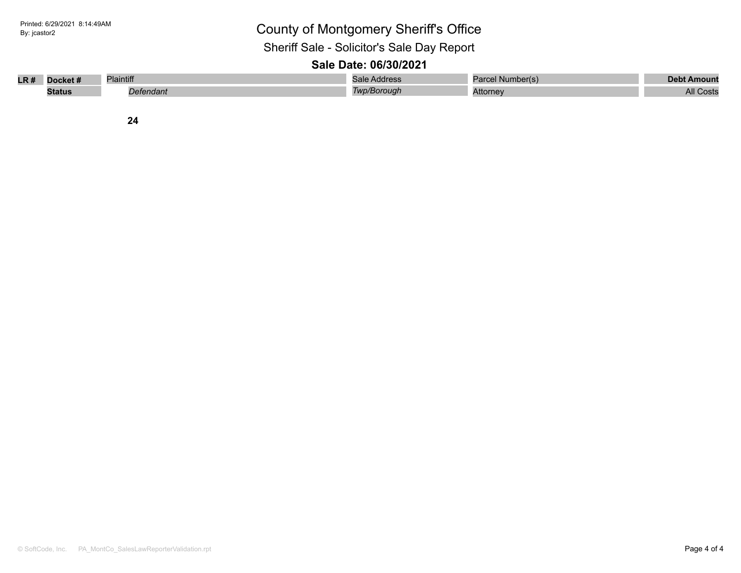# County of Montgomery Sheriff's Office

## Sheriff Sale - Solicitor's Sale Day Report

### Sale Date: 06/30/2021

| LR # | Docket # | Plaintiff | Sale Address | Parcel Number(s) | Debt Amount |
|---|---|---|---|---|---|
| | Status | *Defendant* | *Twp/Borough* | Attorney | All Costs |

**24**